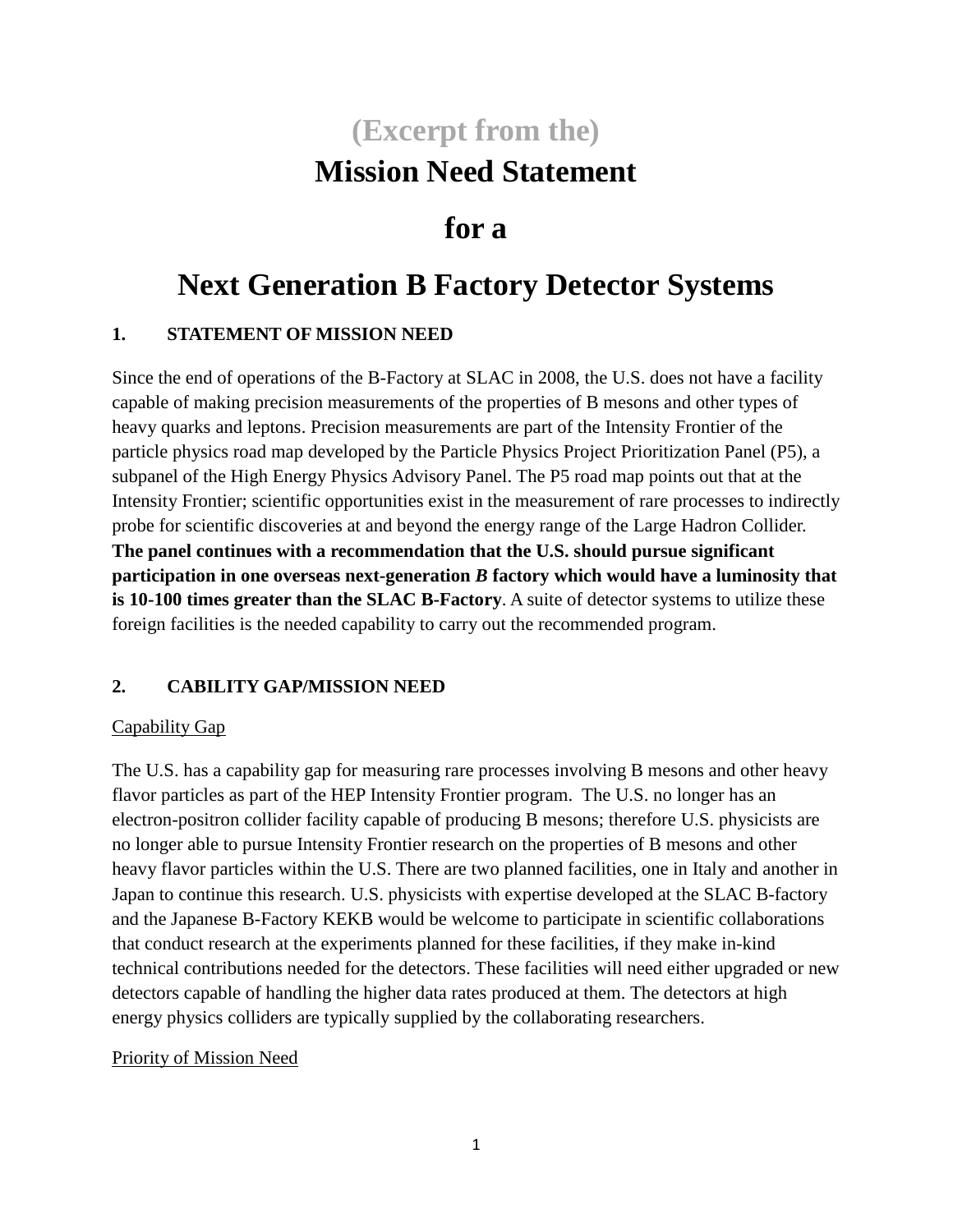# (Excerpt from the)
# Mission Need Statement
# for a
# Next Generation B Factory Detector Systems

## 1. STATEMENT OF MISSION NEED

Since the end of operations of the B-Factory at SLAC in 2008, the U.S. does not have a facility capable of making precision measurements of the properties of B mesons and other types of heavy quarks and leptons. Precision measurements are part of the Intensity Frontier of the particle physics road map developed by the Particle Physics Project Prioritization Panel (P5), a subpanel of the High Energy Physics Advisory Panel. The P5 road map points out that at the Intensity Frontier; scientific opportunities exist in the measurement of rare processes to indirectly probe for scientific discoveries at and beyond the energy range of the Large Hadron Collider. **The panel continues with a recommendation that the U.S. should pursue significant participation in one overseas next-generation *B* factory which would have a luminosity that is 10-100 times greater than the SLAC B-Factory**. A suite of detector systems to utilize these foreign facilities is the needed capability to carry out the recommended program.

## 2. CABILITY GAP/MISSION NEED

Capability Gap

The U.S. has a capability gap for measuring rare processes involving B mesons and other heavy flavor particles as part of the HEP Intensity Frontier program. The U.S. no longer has an electron-positron collider facility capable of producing B mesons; therefore U.S. physicists are no longer able to pursue Intensity Frontier research on the properties of B mesons and other heavy flavor particles within the U.S. There are two planned facilities, one in Italy and another in Japan to continue this research. U.S. physicists with expertise developed at the SLAC B-factory and the Japanese B-Factory KEKB would be welcome to participate in scientific collaborations that conduct research at the experiments planned for these facilities, if they make in-kind technical contributions needed for the detectors. These facilities will need either upgraded or new detectors capable of handling the higher data rates produced at them. The detectors at high energy physics colliders are typically supplied by the collaborating researchers.

Priority of Mission Need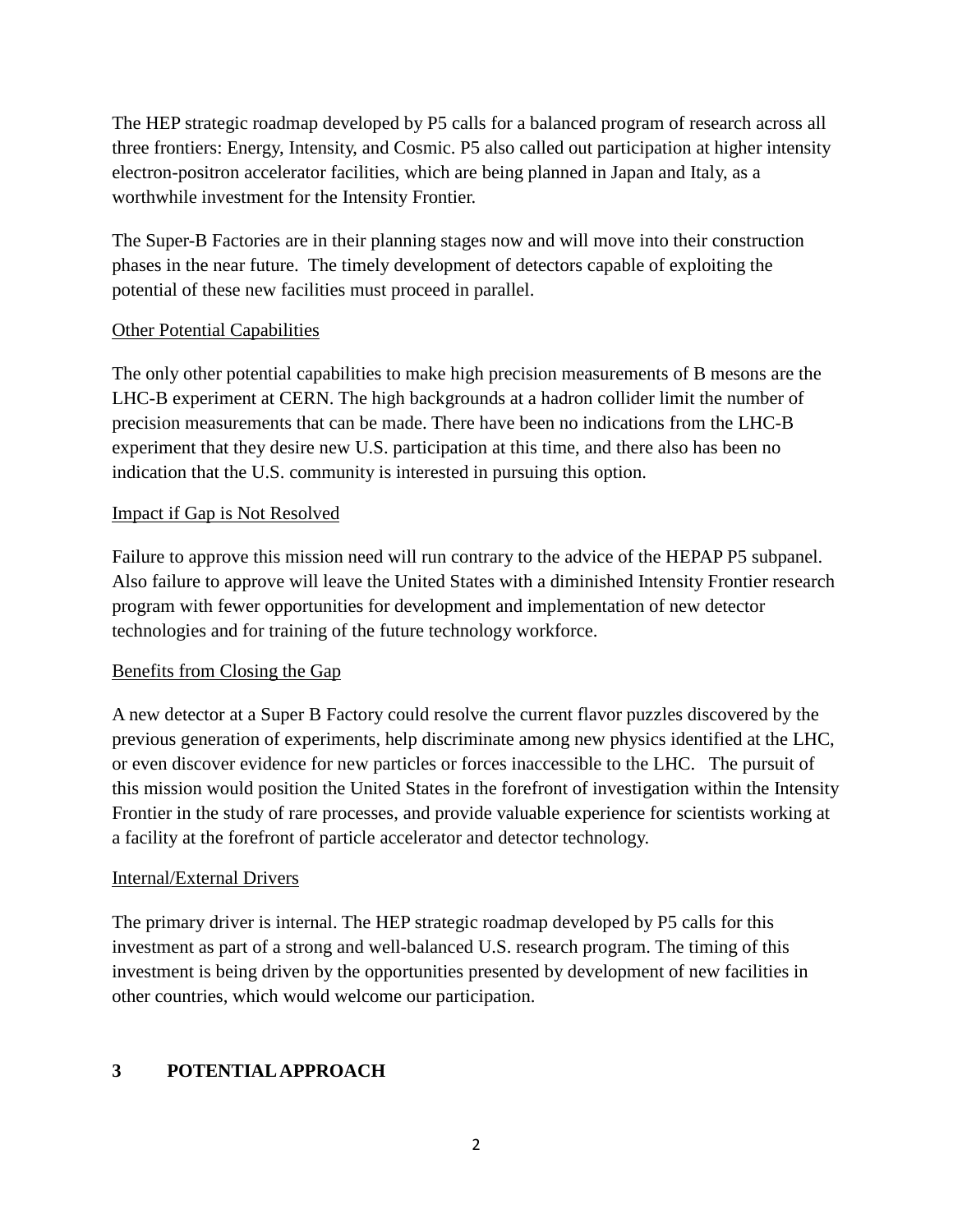The HEP strategic roadmap developed by P5 calls for a balanced program of research across all three frontiers: Energy, Intensity, and Cosmic. P5 also called out participation at higher intensity electron-positron accelerator facilities, which are being planned in Japan and Italy, as a worthwhile investment for the Intensity Frontier.

The Super-B Factories are in their planning stages now and will move into their construction phases in the near future. The timely development of detectors capable of exploiting the potential of these new facilities must proceed in parallel.

<u>Other Potential Capabilities</u>

The only other potential capabilities to make high precision measurements of B mesons are the LHC-B experiment at CERN. The high backgrounds at a hadron collider limit the number of precision measurements that can be made. There have been no indications from the LHC-B experiment that they desire new U.S. participation at this time, and there also has been no indication that the U.S. community is interested in pursuing this option.

<u>Impact if Gap is Not Resolved</u>

Failure to approve this mission need will run contrary to the advice of the HEPAP P5 subpanel. Also failure to approve will leave the United States with a diminished Intensity Frontier research program with fewer opportunities for development and implementation of new detector technologies and for training of the future technology workforce.

<u>Benefits from Closing the Gap</u>

A new detector at a Super B Factory could resolve the current flavor puzzles discovered by the previous generation of experiments, help discriminate among new physics identified at the LHC, or even discover evidence for new particles or forces inaccessible to the LHC. The pursuit of this mission would position the United States in the forefront of investigation within the Intensity Frontier in the study of rare processes, and provide valuable experience for scientists working at a facility at the forefront of particle accelerator and detector technology.

<u>Internal/External Drivers</u>

The primary driver is internal. The HEP strategic roadmap developed by P5 calls for this investment as part of a strong and well-balanced U.S. research program. The timing of this investment is being driven by the opportunities presented by development of new facilities in other countries, which would welcome our participation.

## 3 POTENTIAL APPROACH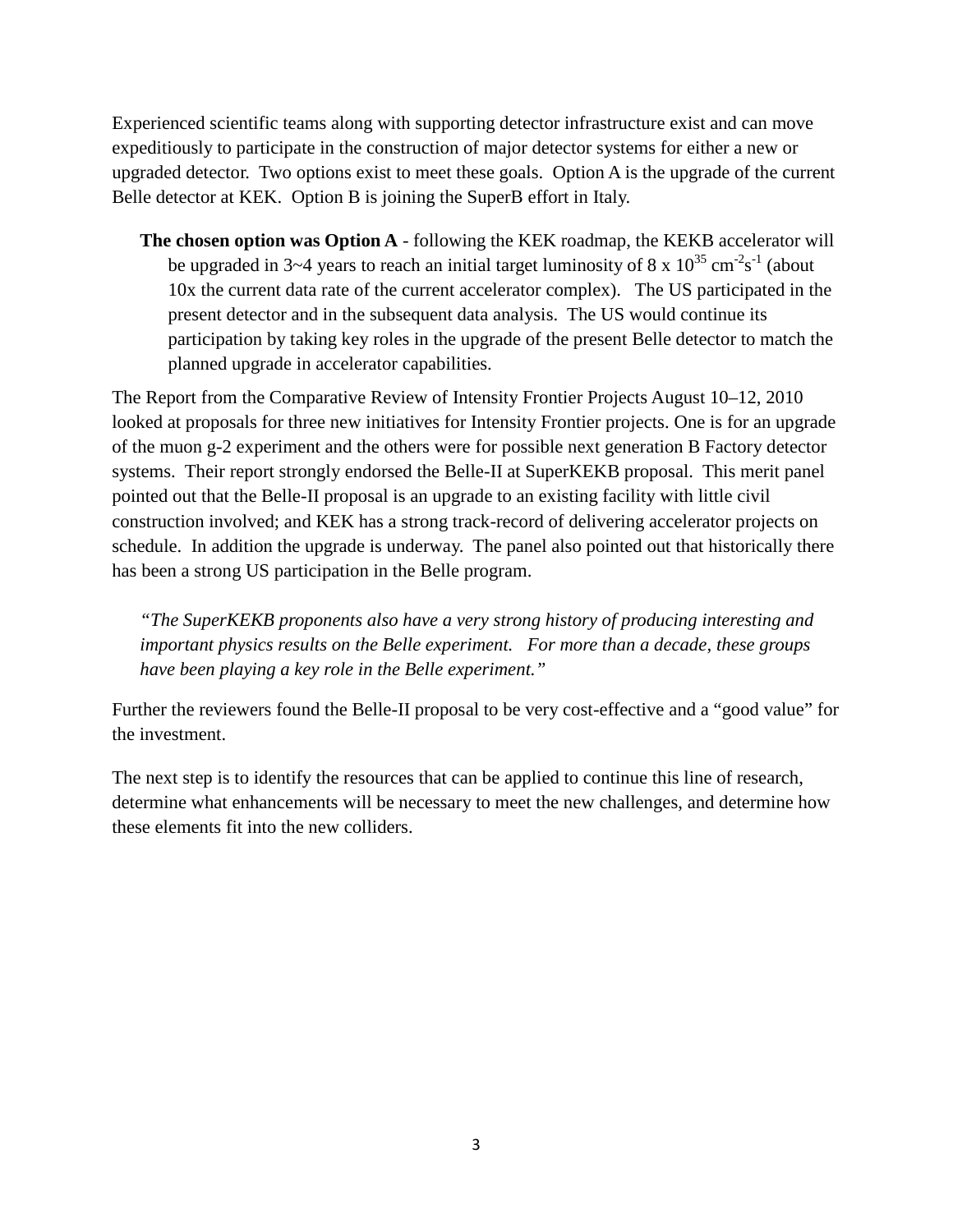Experienced scientific teams along with supporting detector infrastructure exist and can move expeditiously to participate in the construction of major detector systems for either a new or upgraded detector. Two options exist to meet these goals. Option A is the upgrade of the current Belle detector at KEK. Option B is joining the SuperB effort in Italy.

> **The chosen option was Option A** - following the KEK roadmap, the KEKB accelerator will be upgraded in 3~4 years to reach an initial target luminosity of 8 x $10^{35}$ $cm^{-2}s^{-1}$ (about 10x the current data rate of the current accelerator complex). The US participated in the present detector and in the subsequent data analysis. The US would continue its participation by taking key roles in the upgrade of the present Belle detector to match the planned upgrade in accelerator capabilities.

The Report from the Comparative Review of Intensity Frontier Projects August 10–12, 2010 looked at proposals for three new initiatives for Intensity Frontier projects. One is for an upgrade of the muon g-2 experiment and the others were for possible next generation B Factory detector systems. Their report strongly endorsed the Belle-II at SuperKEKB proposal. This merit panel pointed out that the Belle-II proposal is an upgrade to an existing facility with little civil construction involved; and KEK has a strong track-record of delivering accelerator projects on schedule. In addition the upgrade is underway. The panel also pointed out that historically there has been a strong US participation in the Belle program.

> *"The SuperKEKB proponents also have a very strong history of producing interesting and important physics results on the Belle experiment. For more than a decade, these groups have been playing a key role in the Belle experiment."*

Further the reviewers found the Belle-II proposal to be very cost-effective and a "good value" for the investment.

The next step is to identify the resources that can be applied to continue this line of research, determine what enhancements will be necessary to meet the new challenges, and determine how these elements fit into the new colliders.